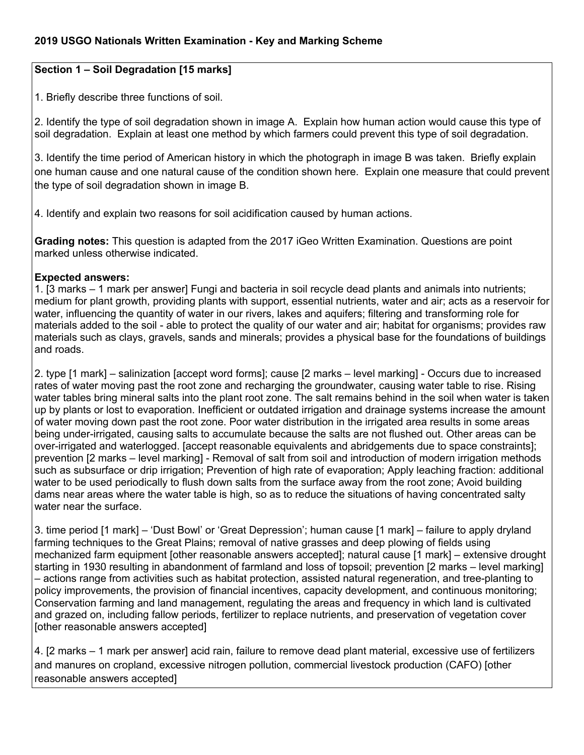## 2019 USGO Nationals Written Examination - Key and Marking Scheme

**Section 1 – Soil Degradation [15 marks]**

1. Briefly describe three functions of soil.

2. Identify the type of soil degradation shown in image A. Explain how human action would cause this type of soil degradation. Explain at least one method by which farmers could prevent this type of soil degradation.

3. Identify the time period of American history in which the photograph in image B was taken. Briefly explain one human cause and one natural cause of the condition shown here. Explain one measure that could prevent the type of soil degradation shown in image B.

4. Identify and explain two reasons for soil acidification caused by human actions.

**Grading notes:** This question is adapted from the 2017 iGeo Written Examination. Questions are point marked unless otherwise indicated.

**Expected answers:**

1. [3 marks – 1 mark per answer] Fungi and bacteria in soil recycle dead plants and animals into nutrients; medium for plant growth, providing plants with support, essential nutrients, water and air; acts as a reservoir for water, influencing the quantity of water in our rivers, lakes and aquifers; filtering and transforming role for materials added to the soil - able to protect the quality of our water and air; habitat for organisms; provides raw materials such as clays, gravels, sands and minerals; provides a physical base for the foundations of buildings and roads.

2. type [1 mark] – salinization [accept word forms]; cause [2 marks – level marking] - Occurs due to increased rates of water moving past the root zone and recharging the groundwater, causing water table to rise. Rising water tables bring mineral salts into the plant root zone. The salt remains behind in the soil when water is taken up by plants or lost to evaporation. Inefficient or outdated irrigation and drainage systems increase the amount of water moving down past the root zone. Poor water distribution in the irrigated area results in some areas being under-irrigated, causing salts to accumulate because the salts are not flushed out. Other areas can be over-irrigated and waterlogged. [accept reasonable equivalents and abridgements due to space constraints]; prevention [2 marks – level marking] - Removal of salt from soil and introduction of modern irrigation methods such as subsurface or drip irrigation; Prevention of high rate of evaporation; Apply leaching fraction: additional water to be used periodically to flush down salts from the surface away from the root zone; Avoid building dams near areas where the water table is high, so as to reduce the situations of having concentrated salty water near the surface.

3. time period [1 mark] – 'Dust Bowl' or 'Great Depression'; human cause [1 mark] – failure to apply dryland farming techniques to the Great Plains; removal of native grasses and deep plowing of fields using mechanized farm equipment [other reasonable answers accepted]; natural cause [1 mark] – extensive drought starting in 1930 resulting in abandonment of farmland and loss of topsoil; prevention [2 marks – level marking] – actions range from activities such as habitat protection, assisted natural regeneration, and tree-planting to policy improvements, the provision of financial incentives, capacity development, and continuous monitoring; Conservation farming and land management, regulating the areas and frequency in which land is cultivated and grazed on, including fallow periods, fertilizer to replace nutrients, and preservation of vegetation cover [other reasonable answers accepted]

4. [2 marks – 1 mark per answer] acid rain, failure to remove dead plant material, excessive use of fertilizers and manures on cropland, excessive nitrogen pollution, commercial livestock production (CAFO) [other reasonable answers accepted]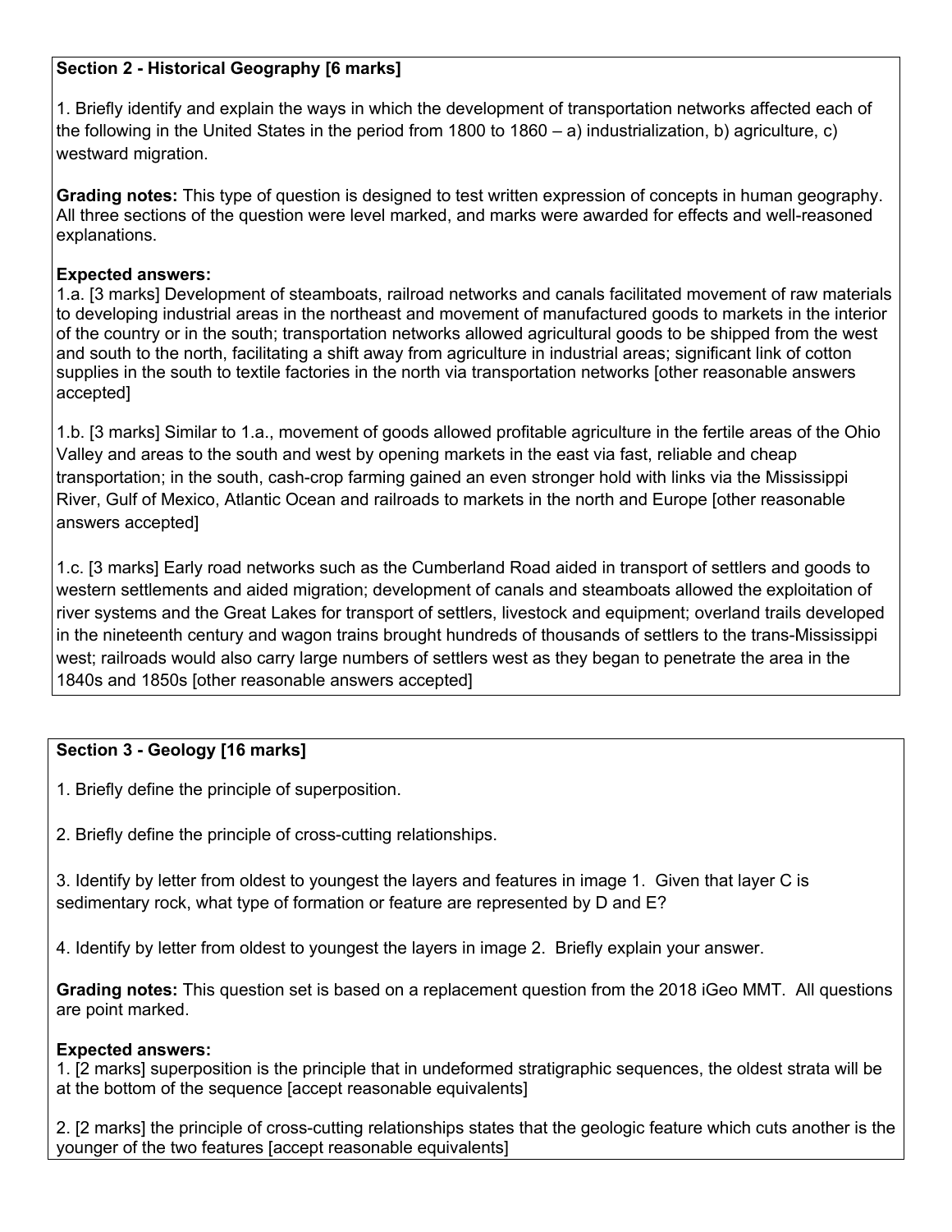**Section 2 - Historical Geography [6 marks]**

1. Briefly identify and explain the ways in which the development of transportation networks affected each of the following in the United States in the period from 1800 to 1860 – a) industrialization, b) agriculture, c) westward migration.

**Grading notes:** This type of question is designed to test written expression of concepts in human geography. All three sections of the question were level marked, and marks were awarded for effects and well-reasoned explanations.

**Expected answers:**

1.a. [3 marks] Development of steamboats, railroad networks and canals facilitated movement of raw materials to developing industrial areas in the northeast and movement of manufactured goods to markets in the interior of the country or in the south; transportation networks allowed agricultural goods to be shipped from the west and south to the north, facilitating a shift away from agriculture in industrial areas; significant link of cotton supplies in the south to textile factories in the north via transportation networks [other reasonable answers accepted]

1.b. [3 marks] Similar to 1.a., movement of goods allowed profitable agriculture in the fertile areas of the Ohio Valley and areas to the south and west by opening markets in the east via fast, reliable and cheap transportation; in the south, cash-crop farming gained an even stronger hold with links via the Mississippi River, Gulf of Mexico, Atlantic Ocean and railroads to markets in the north and Europe [other reasonable answers accepted]

1.c. [3 marks] Early road networks such as the Cumberland Road aided in transport of settlers and goods to western settlements and aided migration; development of canals and steamboats allowed the exploitation of river systems and the Great Lakes for transport of settlers, livestock and equipment; overland trails developed in the nineteenth century and wagon trains brought hundreds of thousands of settlers to the trans-Mississippi west; railroads would also carry large numbers of settlers west as they began to penetrate the area in the 1840s and 1850s [other reasonable answers accepted]

**Section 3 - Geology [16 marks]**

1. Briefly define the principle of superposition.

2. Briefly define the principle of cross-cutting relationships.

3. Identify by letter from oldest to youngest the layers and features in image 1. Given that layer C is sedimentary rock, what type of formation or feature are represented by D and E?

4. Identify by letter from oldest to youngest the layers in image 2. Briefly explain your answer.

**Grading notes:** This question set is based on a replacement question from the 2018 iGeo MMT. All questions are point marked.

**Expected answers:**

1. [2 marks] superposition is the principle that in undeformed stratigraphic sequences, the oldest strata will be at the bottom of the sequence [accept reasonable equivalents]

2. [2 marks] the principle of cross-cutting relationships states that the geologic feature which cuts another is the younger of the two features [accept reasonable equivalents]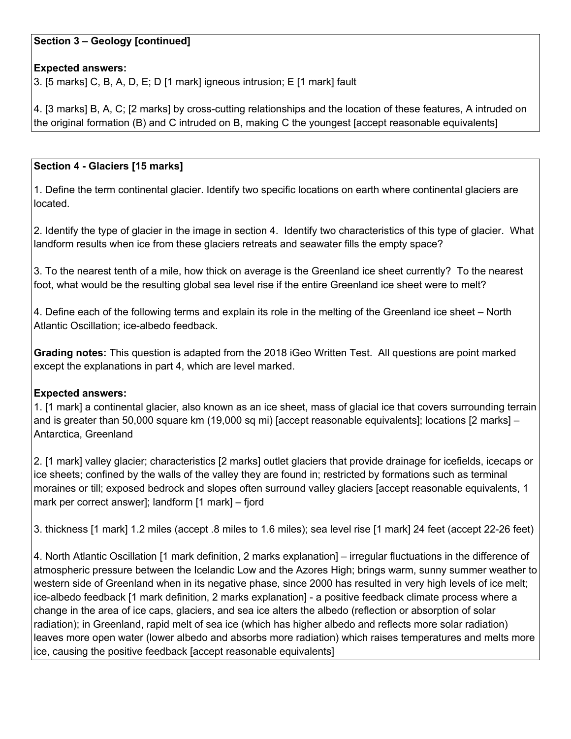**Section 3 – Geology [continued]**

**Expected answers:**

3. [5 marks] C, B, A, D, E; D [1 mark] igneous intrusion; E [1 mark] fault

4. [3 marks] B, A, C; [2 marks] by cross-cutting relationships and the location of these features, A intruded on the original formation (B) and C intruded on B, making C the youngest [accept reasonable equivalents]

**Section 4 - Glaciers [15 marks]**

1. Define the term continental glacier. Identify two specific locations on earth where continental glaciers are located.

2. Identify the type of glacier in the image in section 4. Identify two characteristics of this type of glacier. What landform results when ice from these glaciers retreats and seawater fills the empty space?

3. To the nearest tenth of a mile, how thick on average is the Greenland ice sheet currently? To the nearest foot, what would be the resulting global sea level rise if the entire Greenland ice sheet were to melt?

4. Define each of the following terms and explain its role in the melting of the Greenland ice sheet – North Atlantic Oscillation; ice-albedo feedback.

**Grading notes:** This question is adapted from the 2018 iGeo Written Test. All questions are point marked except the explanations in part 4, which are level marked.

**Expected answers:**

1. [1 mark] a continental glacier, also known as an ice sheet, mass of glacial ice that covers surrounding terrain and is greater than 50,000 square km (19,000 sq mi) [accept reasonable equivalents]; locations [2 marks] – Antarctica, Greenland

2. [1 mark] valley glacier; characteristics [2 marks] outlet glaciers that provide drainage for icefields, icecaps or ice sheets; confined by the walls of the valley they are found in; restricted by formations such as terminal moraines or till; exposed bedrock and slopes often surround valley glaciers [accept reasonable equivalents, 1 mark per correct answer]; landform [1 mark] – fjord

3. thickness [1 mark] 1.2 miles (accept .8 miles to 1.6 miles); sea level rise [1 mark] 24 feet (accept 22-26 feet)

4. North Atlantic Oscillation [1 mark definition, 2 marks explanation] – irregular fluctuations in the difference of atmospheric pressure between the Icelandic Low and the Azores High; brings warm, sunny summer weather to western side of Greenland when in its negative phase, since 2000 has resulted in very high levels of ice melt; ice-albedo feedback [1 mark definition, 2 marks explanation] - a positive feedback climate process where a change in the area of ice caps, glaciers, and sea ice alters the albedo (reflection or absorption of solar radiation); in Greenland, rapid melt of sea ice (which has higher albedo and reflects more solar radiation) leaves more open water (lower albedo and absorbs more radiation) which raises temperatures and melts more ice, causing the positive feedback [accept reasonable equivalents]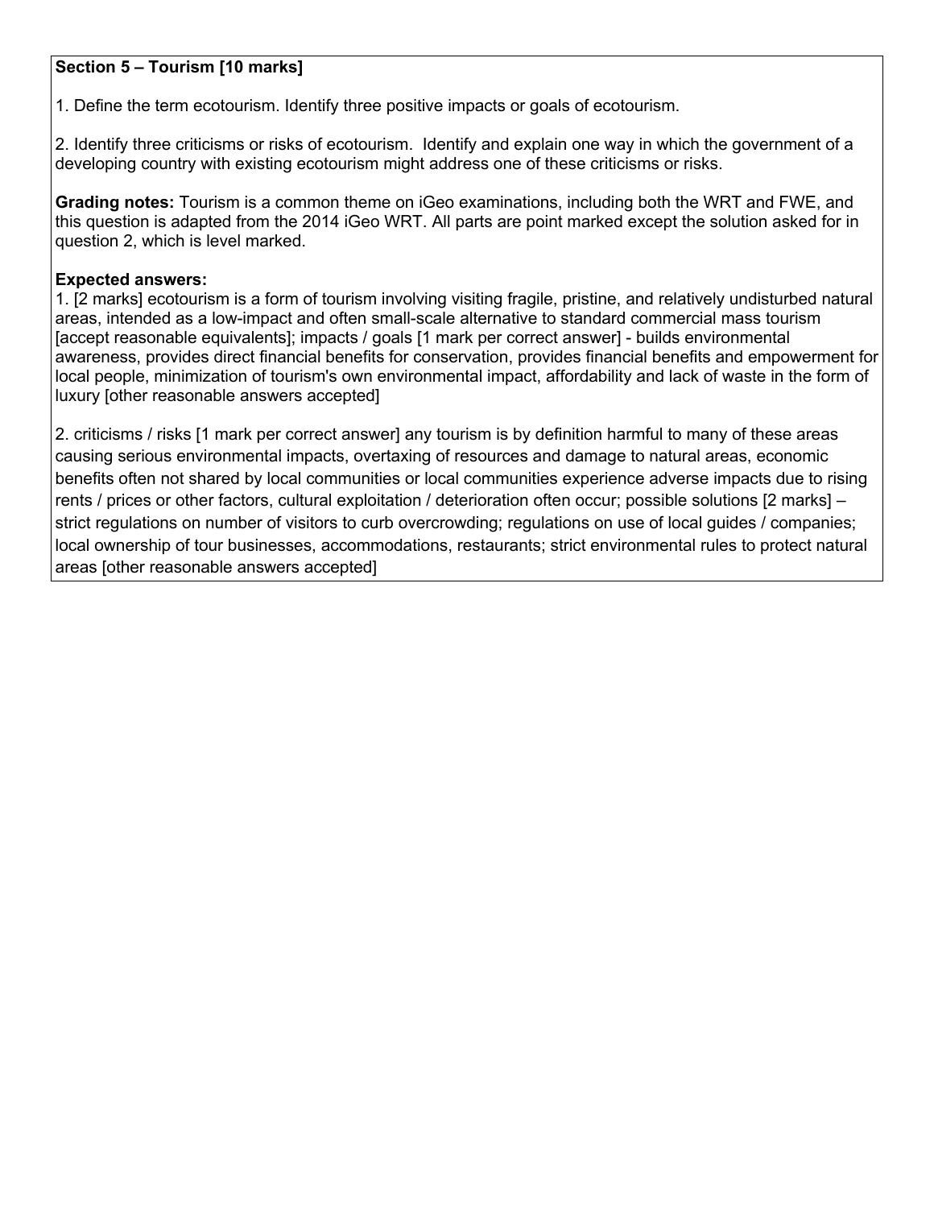**Section 5 – Tourism [10 marks]**

1. Define the term ecotourism. Identify three positive impacts or goals of ecotourism.

2. Identify three criticisms or risks of ecotourism. Identify and explain one way in which the government of a developing country with existing ecotourism might address one of these criticisms or risks.

**Grading notes:** Tourism is a common theme on iGeo examinations, including both the WRT and FWE, and this question is adapted from the 2014 iGeo WRT. All parts are point marked except the solution asked for in question 2, which is level marked.

**Expected answers:**

1. [2 marks] ecotourism is a form of tourism involving visiting fragile, pristine, and relatively undisturbed natural areas, intended as a low-impact and often small-scale alternative to standard commercial mass tourism [accept reasonable equivalents]; impacts / goals [1 mark per correct answer] - builds environmental awareness, provides direct financial benefits for conservation, provides financial benefits and empowerment for local people, minimization of tourism's own environmental impact, affordability and lack of waste in the form of luxury [other reasonable answers accepted]

2. criticisms / risks [1 mark per correct answer] any tourism is by definition harmful to many of these areas causing serious environmental impacts, overtaxing of resources and damage to natural areas, economic benefits often not shared by local communities or local communities experience adverse impacts due to rising rents / prices or other factors, cultural exploitation / deterioration often occur; possible solutions [2 marks] – strict regulations on number of visitors to curb overcrowding; regulations on use of local guides / companies; local ownership of tour businesses, accommodations, restaurants; strict environmental rules to protect natural areas [other reasonable answers accepted]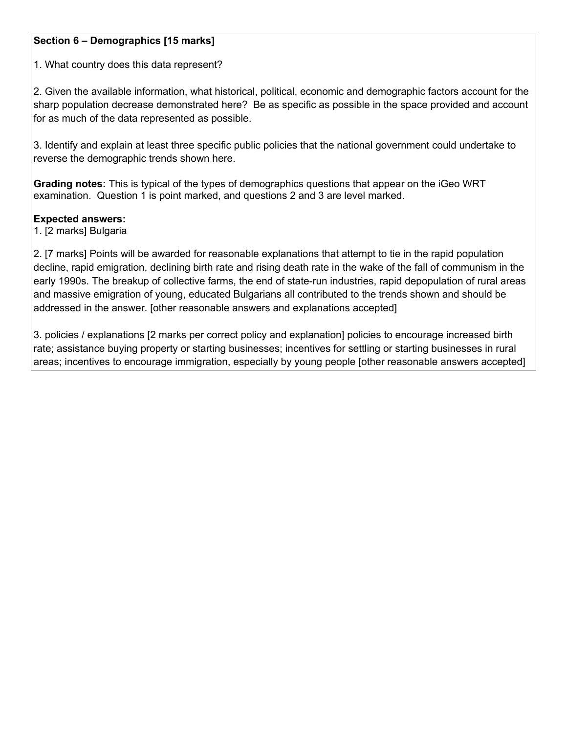**Section 6 – Demographics [15 marks]**

1. What country does this data represent?

2. Given the available information, what historical, political, economic and demographic factors account for the sharp population decrease demonstrated here? Be as specific as possible in the space provided and account for as much of the data represented as possible.

3. Identify and explain at least three specific public policies that the national government could undertake to reverse the demographic trends shown here.

**Grading notes:** This is typical of the types of demographics questions that appear on the iGeo WRT examination. Question 1 is point marked, and questions 2 and 3 are level marked.

**Expected answers:**

1. [2 marks] Bulgaria

2. [7 marks] Points will be awarded for reasonable explanations that attempt to tie in the rapid population decline, rapid emigration, declining birth rate and rising death rate in the wake of the fall of communism in the early 1990s. The breakup of collective farms, the end of state-run industries, rapid depopulation of rural areas and massive emigration of young, educated Bulgarians all contributed to the trends shown and should be addressed in the answer. [other reasonable answers and explanations accepted]

3. policies / explanations [2 marks per correct policy and explanation] policies to encourage increased birth rate; assistance buying property or starting businesses; incentives for settling or starting businesses in rural areas; incentives to encourage immigration, especially by young people [other reasonable answers accepted]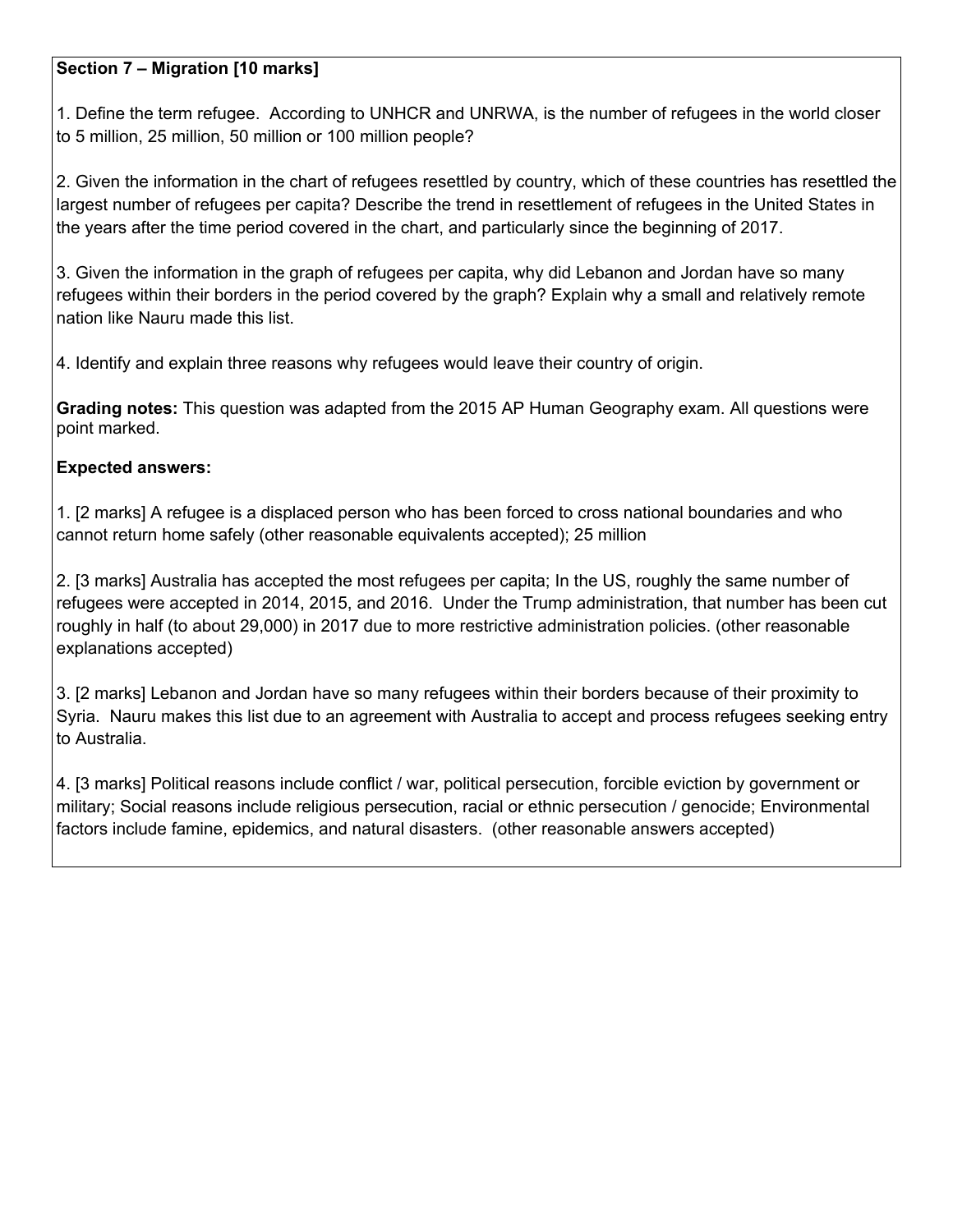**Section 7 – Migration [10 marks]**

1. Define the term refugee. According to UNHCR and UNRWA, is the number of refugees in the world closer to 5 million, 25 million, 50 million or 100 million people?

2. Given the information in the chart of refugees resettled by country, which of these countries has resettled the largest number of refugees per capita? Describe the trend in resettlement of refugees in the United States in the years after the time period covered in the chart, and particularly since the beginning of 2017.

3. Given the information in the graph of refugees per capita, why did Lebanon and Jordan have so many refugees within their borders in the period covered by the graph? Explain why a small and relatively remote nation like Nauru made this list.

4. Identify and explain three reasons why refugees would leave their country of origin.

**Grading notes:** This question was adapted from the 2015 AP Human Geography exam. All questions were point marked.

**Expected answers:**

1. [2 marks] A refugee is a displaced person who has been forced to cross national boundaries and who cannot return home safely (other reasonable equivalents accepted); 25 million

2. [3 marks] Australia has accepted the most refugees per capita; In the US, roughly the same number of refugees were accepted in 2014, 2015, and 2016. Under the Trump administration, that number has been cut roughly in half (to about 29,000) in 2017 due to more restrictive administration policies. (other reasonable explanations accepted)

3. [2 marks] Lebanon and Jordan have so many refugees within their borders because of their proximity to Syria. Nauru makes this list due to an agreement with Australia to accept and process refugees seeking entry to Australia.

4. [3 marks] Political reasons include conflict / war, political persecution, forcible eviction by government or military; Social reasons include religious persecution, racial or ethnic persecution / genocide; Environmental factors include famine, epidemics, and natural disasters. (other reasonable answers accepted)